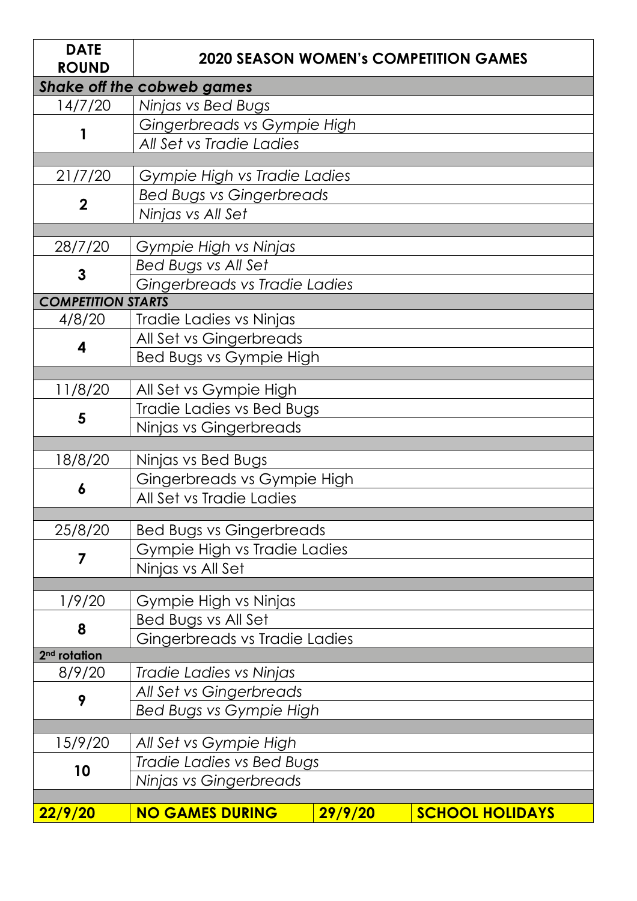| DATE ROUND | 2020 SEASON WOMEN's COMPETITION GAMES | | |
|---|---|---|---|
| ***Shake off the cobweb games*** | | | |
| *14/7/20* | *Ninjas vs Bed Bugs* | | |
| **1** | *Gingerbreads vs Gympie High* | | |
| | *All Set vs Tradie Ladies* | | |
| | | | |
| 21/7/20 | *Gympie High vs Tradie Ladies* | | |
| **2** | *Bed Bugs vs Gingerbreads* | | |
| | *Ninjas vs All Set* | | |
| | | | |
| 28/7/20 | *Gympie High vs Ninjas* | | |
| **3** | *Bed Bugs vs All Set* | | |
| | *Gingerbreads vs Tradie Ladies* | | |
| ***COMPETITION STARTS*** | | | |
| 4/8/20 | Tradie Ladies vs Ninjas | | |
| **4** | All Set vs Gingerbreads | | |
| | Bed Bugs vs Gympie High | | |
| | | | |
| 11/8/20 | All Set vs Gympie High | | |
| **5** | Tradie Ladies vs Bed Bugs | | |
| | Ninjas vs Gingerbreads | | |
| | | | |
| 18/8/20 | Ninjas vs Bed Bugs | | |
| **6** | Gingerbreads vs Gympie High | | |
| | All Set vs Tradie Ladies | | |
| | | | |
| 25/8/20 | Bed Bugs vs Gingerbreads | | |
| **7** | Gympie High vs Tradie Ladies | | |
| | Ninjas vs All Set | | |
| | | | |
| 1/9/20 | Gympie High vs Ninjas | | |
| **8** | Bed Bugs vs All Set | | |
| | Gingerbreads vs Tradie Ladies | | |
| **2nd rotation** | | | |
| 8/9/20 | *Tradie Ladies vs Ninjas* | | |
| **9** | *All Set vs Gingerbreads* | | |
| | *Bed Bugs vs Gympie High* | | |
| | | | |
| 15/9/20 | *All Set vs Gympie High* | | |
| **10** | *Tradie Ladies vs Bed Bugs* | | |
| | *Ninjas vs Gingerbreads* | | |
| | | | |
| **22/9/20** | **NO GAMES DURING** | **29/9/20** | **SCHOOL HOLIDAYS** |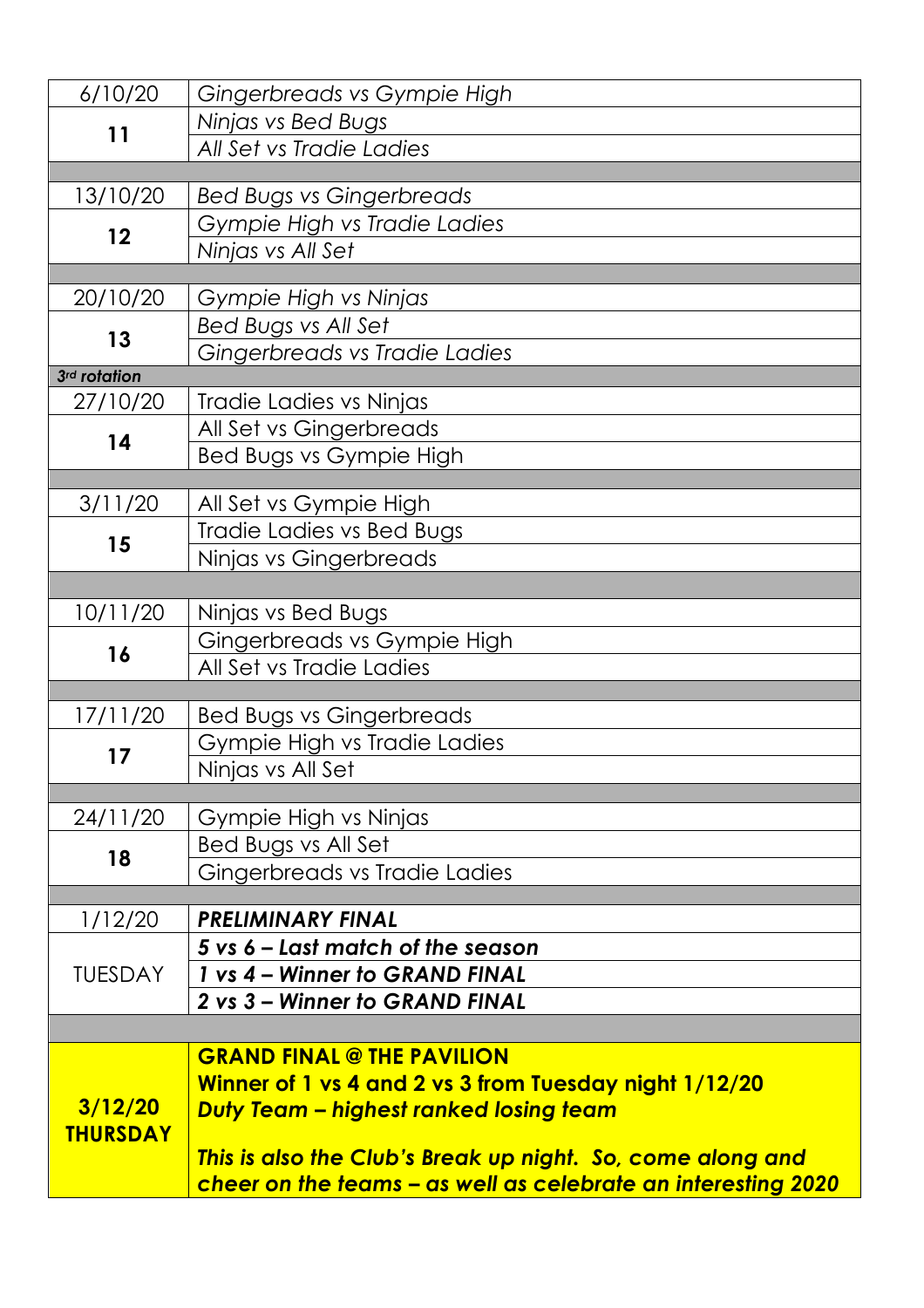| | |
|---|---|
| 6/10/20 | *Gingerbreads vs Gympie High* |
| **11** | *Ninjas vs Bed Bugs* |
| | *All Set vs Tradie Ladies* |
| | |
| 13/10/20 | *Bed Bugs vs Gingerbreads* |
| **12** | *Gympie High vs Tradie Ladies* |
| | *Ninjas vs All Set* |
| | |
| 20/10/20 | *Gympie High vs Ninjas* |
| **13** | *Bed Bugs vs All Set* |
| | *Gingerbreads vs Tradie Ladies* |
| ***3rd rotation*** | |
| 27/10/20 | Tradie Ladies vs Ninjas |
| **14** | All Set vs Gingerbreads |
| | Bed Bugs vs Gympie High |
| | |
| 3/11/20 | All Set vs Gympie High |
| **15** | Tradie Ladies vs Bed Bugs |
| | Ninjas vs Gingerbreads |
| | |
| 10/11/20 | Ninjas vs Bed Bugs |
| **16** | Gingerbreads vs Gympie High |
| | All Set vs Tradie Ladies |
| | |
| 17/11/20 | Bed Bugs vs Gingerbreads |
| **17** | Gympie High vs Tradie Ladies |
| | Ninjas vs All Set |
| | |
| 24/11/20 | Gympie High vs Ninjas |
| **18** | Bed Bugs vs All Set |
| | Gingerbreads vs Tradie Ladies |
| | |
| 1/12/20 | ***PRELIMINARY FINAL*** |
| TUESDAY | ***5 vs 6 – Last match of the season*** |
| | ***1 vs 4 – Winner to GRAND FINAL*** |
| | ***2 vs 3 – Winner to GRAND FINAL*** |
| | |
| **3/12/20 THURSDAY** | **GRAND FINAL @ THE PAVILION**<br>**Winner of 1 vs 4 and 2 vs 3 from Tuesday night 1/12/20**<br>***Duty Team – highest ranked losing team***<br><br>***This is also the Club's Break up night. So, come along and cheer on the teams – as well as celebrate an interesting 2020*** |